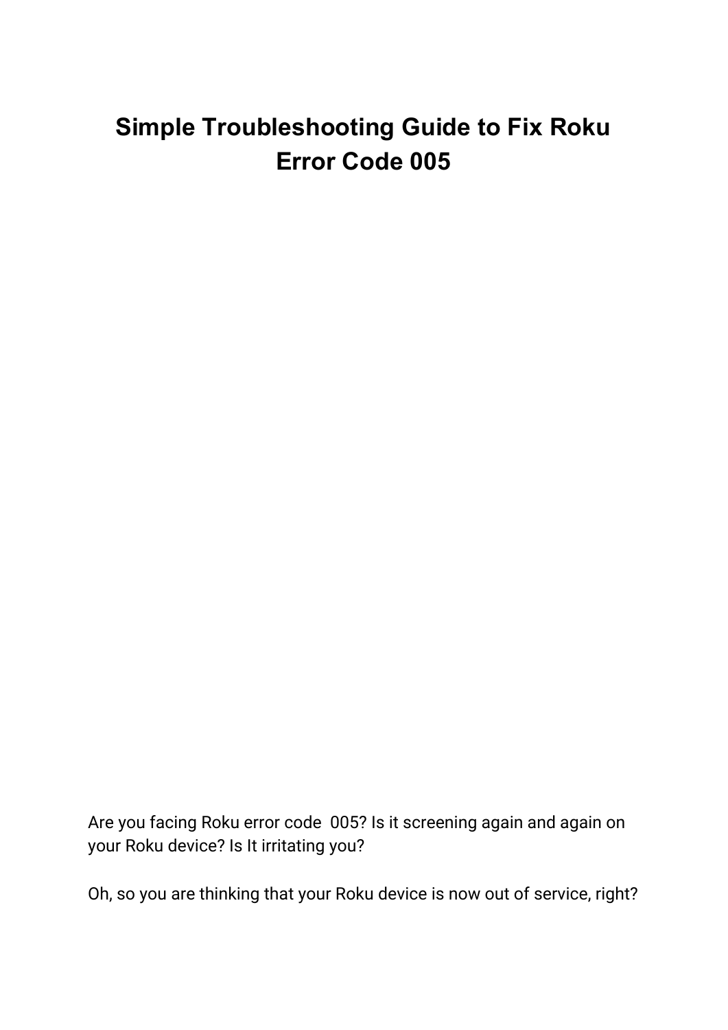# Simple Troubleshooting Guide to Fix Roku Error Code 005

Are you facing Roku error code  005? Is it screening again and again on your Roku device? Is It irritating you?

Oh, so you are thinking that your Roku device is now out of service, right?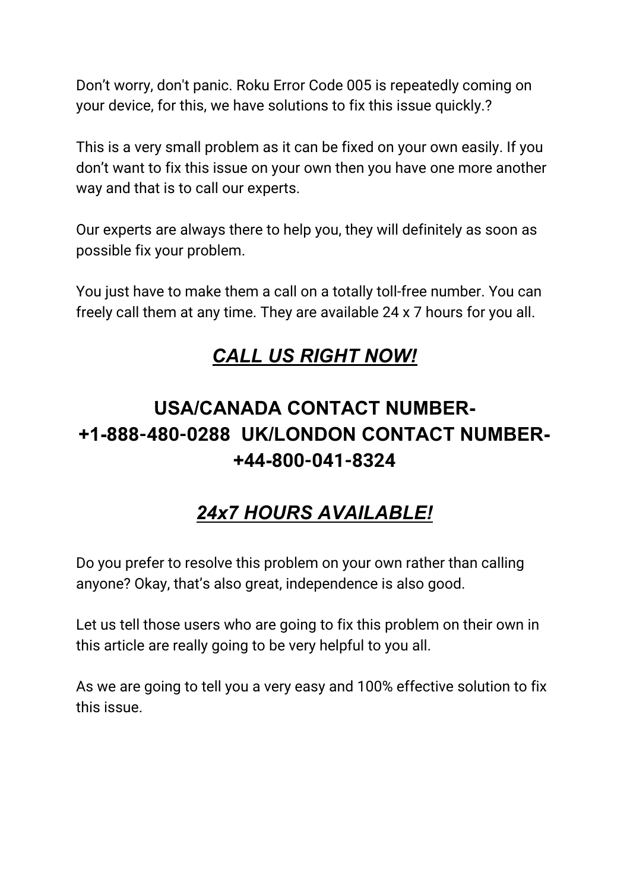Don’t worry, don't panic. Roku Error Code 005 is repeatedly coming on your device, for this, we have solutions to fix this issue quickly.?

This is a very small problem as it can be fixed on your own easily. If you don’t want to fix this issue on your own then you have one more another way and that is to call our experts.

Our experts are always there to help you, they will definitely as soon as possible fix your problem.

You just have to make them a call on a totally toll-free number. You can freely call them at any time. They are available 24 x 7 hours for you all.

## *CALL US RIGHT NOW!*

## USA/CANADA CONTACT NUMBER- +1-888-480-0288 UK/LONDON CONTACT NUMBER- +44-800-041-8324

## *24x7 HOURS AVAILABLE!*

Do you prefer to resolve this problem on your own rather than calling anyone? Okay, that’s also great, independence is also good.

Let us tell those users who are going to fix this problem on their own in this article are really going to be very helpful to you all.

As we are going to tell you a very easy and 100% effective solution to fix this issue.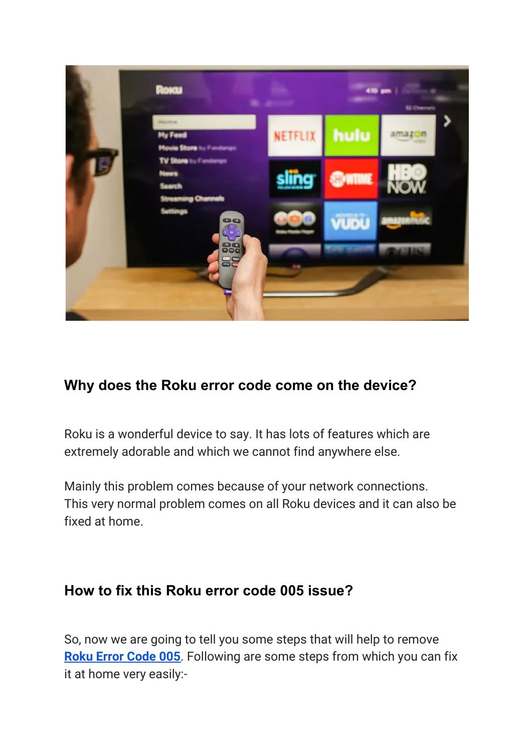## Why does the Roku error code come on the device?

Roku is a wonderful device to say. It has lots of features which are extremely adorable and which we cannot find anywhere else.

Mainly this problem comes because of your network connections. This very normal problem comes on all Roku devices and it can also be fixed at home.

## How to fix this Roku error code 005 issue?

So, now we are going to tell you some steps that will help to remove **Roku Error Code 005**. Following are some steps from which you can fix it at home very easily:-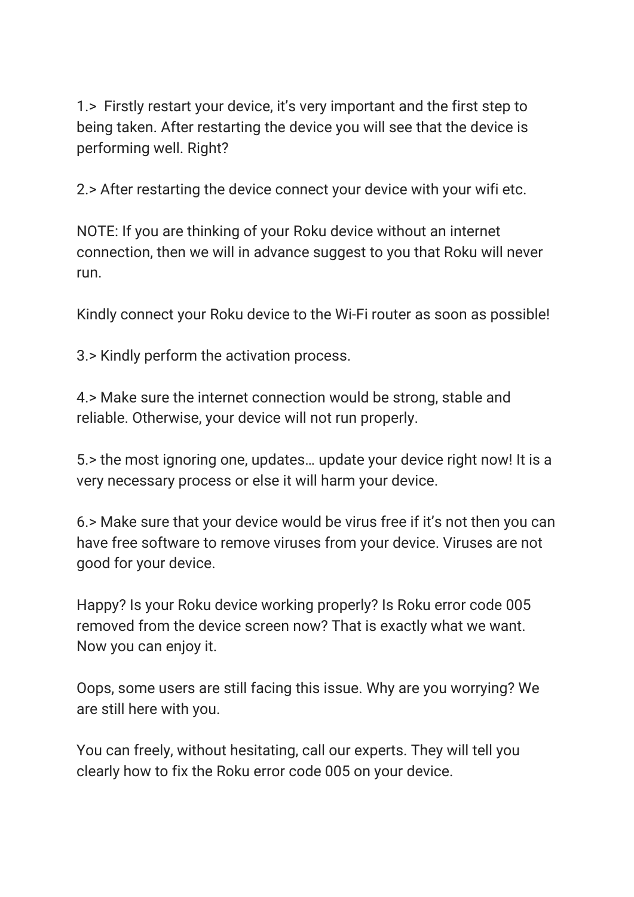1.> Firstly restart your device, it's very important and the first step to being taken. After restarting the device you will see that the device is performing well. Right?

2.> After restarting the device connect your device with your wifi etc.

NOTE: If you are thinking of your Roku device without an internet connection, then we will in advance suggest to you that Roku will never run.

Kindly connect your Roku device to the Wi-Fi router as soon as possible!

3.> Kindly perform the activation process.

4.> Make sure the internet connection would be strong, stable and reliable. Otherwise, your device will not run properly.

5.> the most ignoring one, updates… update your device right now! It is a very necessary process or else it will harm your device.

6.> Make sure that your device would be virus free if it's not then you can have free software to remove viruses from your device. Viruses are not good for your device.

Happy? Is your Roku device working properly? Is Roku error code 005 removed from the device screen now? That is exactly what we want. Now you can enjoy it.

Oops, some users are still facing this issue. Why are you worrying? We are still here with you.

You can freely, without hesitating, call our experts. They will tell you clearly how to fix the Roku error code 005 on your device.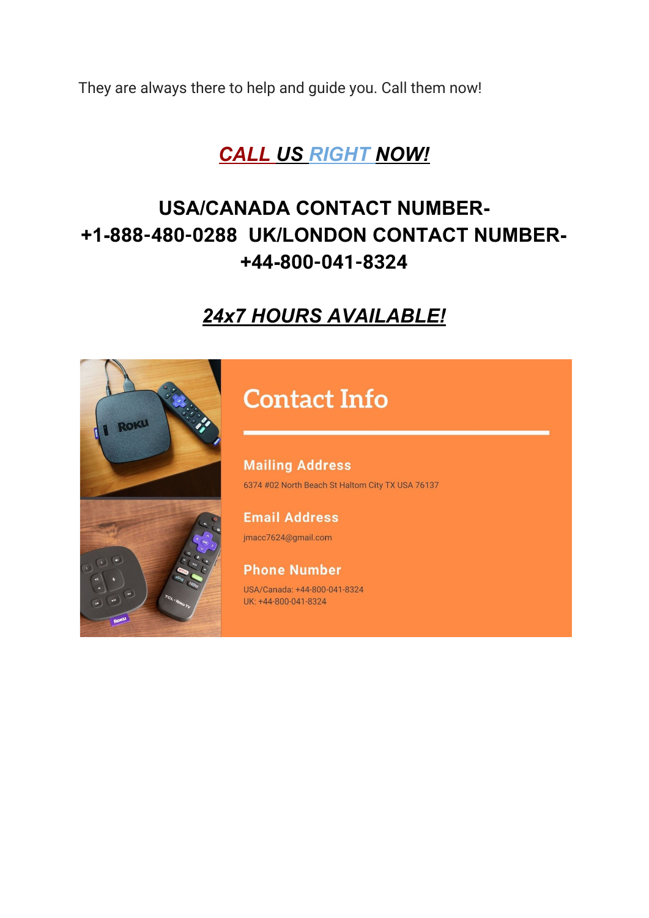They are always there to help and guide you. Call them now!

## ***CALL US RIGHT NOW!***

## USA/CANADA CONTACT NUMBER- +1-888-480-0288 UK/LONDON CONTACT NUMBER- +44-800-041-8324

## ***24x7 HOURS AVAILABLE!***

Contact Info

Mailing Address

6374 #02 North Beach St Haltom City TX USA 76137

Email Address

jmacc7624@gmail.com

Phone Number

USA/Canada: +44-800-041-8324
UK: +44-800-041-8324